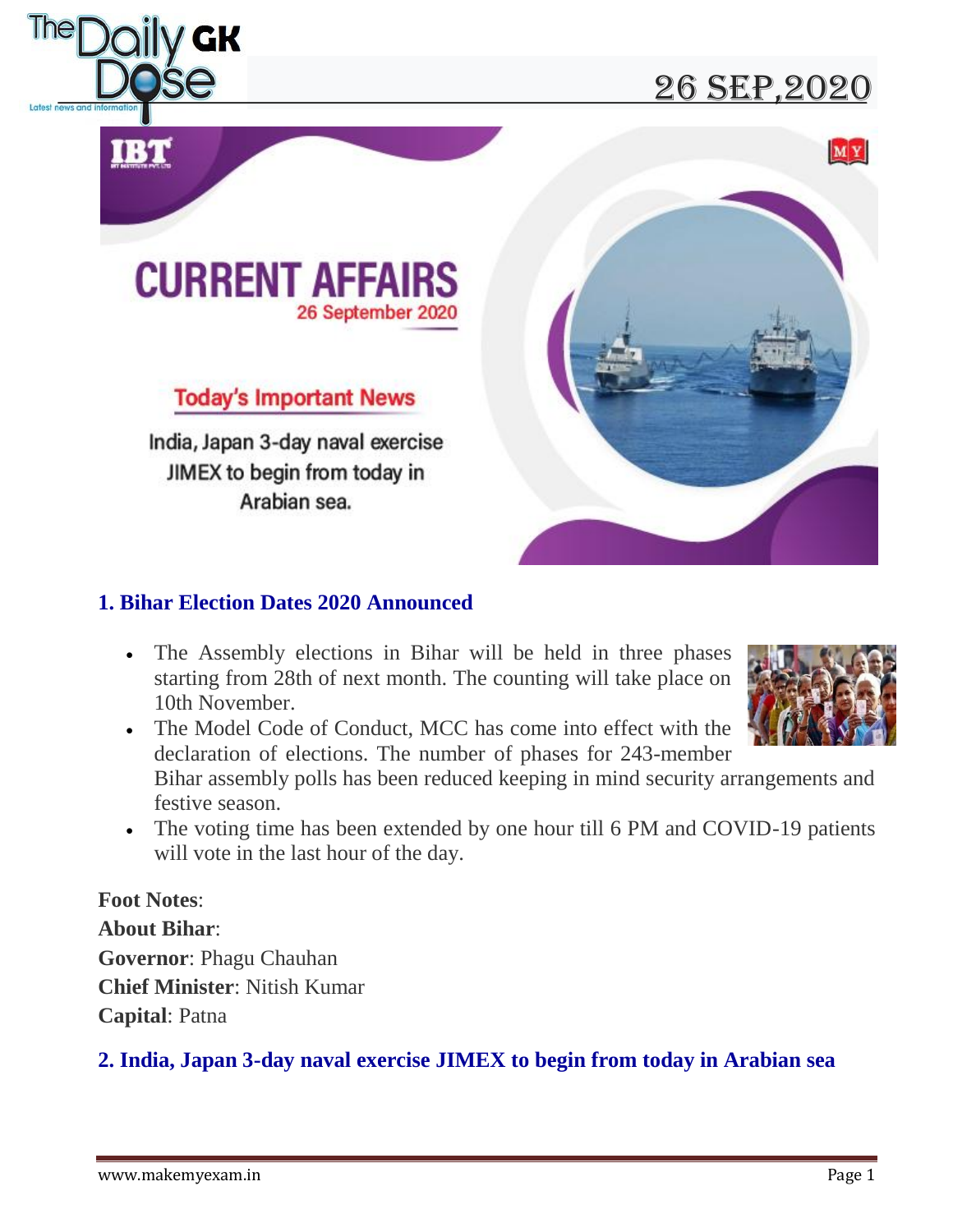# 26 SEP,2020

## CURRENT AFFAIRS
26 September 2020

### Today's Important News

India, Japan 3-day naval exercise JIMEX to begin from today in Arabian sea.

## 1. Bihar Election Dates 2020 Announced

- The Assembly elections in Bihar will be held in three phases starting from 28th of next month. The counting will take place on 10th November.
- The Model Code of Conduct, MCC has come into effect with the declaration of elections. The number of phases for 243-member Bihar assembly polls has been reduced keeping in mind security arrangements and festive season.
- The voting time has been extended by one hour till 6 PM and COVID-19 patients will vote in the last hour of the day.

**Foot Notes**:

**About Bihar**:

**Governor**: Phagu Chauhan

**Chief Minister**: Nitish Kumar

**Capital**: Patna

## 2. India, Japan 3-day naval exercise JIMEX to begin from today in Arabian sea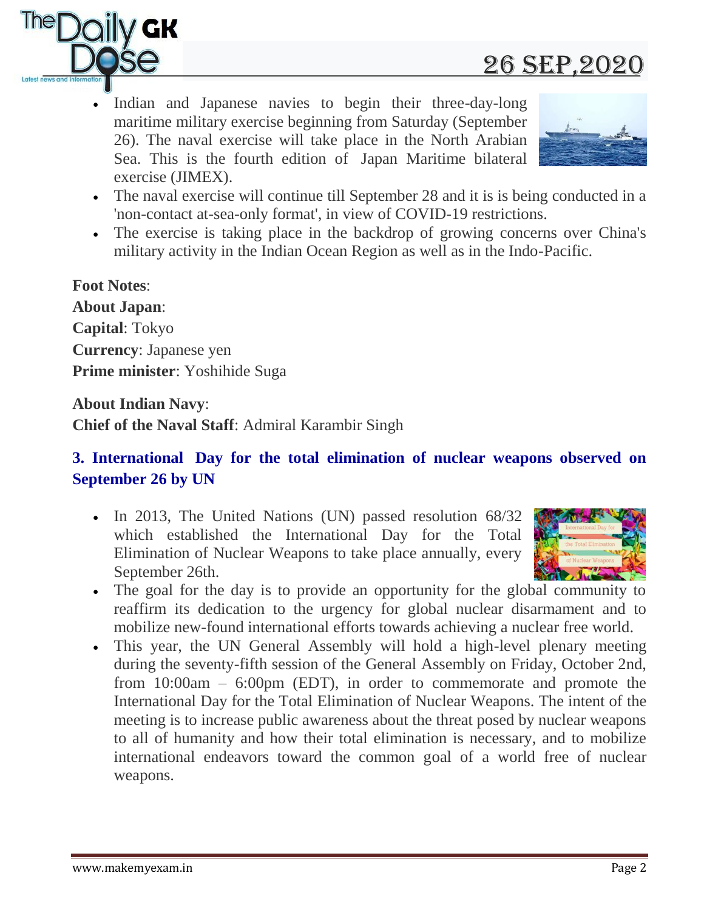- Indian and Japanese navies to begin their three-day-long maritime military exercise beginning from Saturday (September 26). The naval exercise will take place in the North Arabian Sea. This is the fourth edition of Japan Maritime bilateral exercise (JIMEX).
- The naval exercise will continue till September 28 and it is is being conducted in a 'non-contact at-sea-only format', in view of COVID-19 restrictions.
- The exercise is taking place in the backdrop of growing concerns over China's military activity in the Indian Ocean Region as well as in the Indo-Pacific.

**Foot Notes**:

**About Japan**:

**Capital**: Tokyo

**Currency**: Japanese yen

**Prime minister**: Yoshihide Suga

**About Indian Navy**:

**Chief of the Naval Staff**: Admiral Karambir Singh

### 3. International Day for the total elimination of nuclear weapons observed on September 26 by UN

- In 2013, The United Nations (UN) passed resolution 68/32 which established the International Day for the Total Elimination of Nuclear Weapons to take place annually, every September 26th.
- The goal for the day is to provide an opportunity for the global community to reaffirm its dedication to the urgency for global nuclear disarmament and to mobilize new-found international efforts towards achieving a nuclear free world.
- This year, the UN General Assembly will hold a high-level plenary meeting during the seventy-fifth session of the General Assembly on Friday, October 2nd, from 10:00am – 6:00pm (EDT), in order to commemorate and promote the International Day for the Total Elimination of Nuclear Weapons. The intent of the meeting is to increase public awareness about the threat posed by nuclear weapons to all of humanity and how their total elimination is necessary, and to mobilize international endeavors toward the common goal of a world free of nuclear weapons.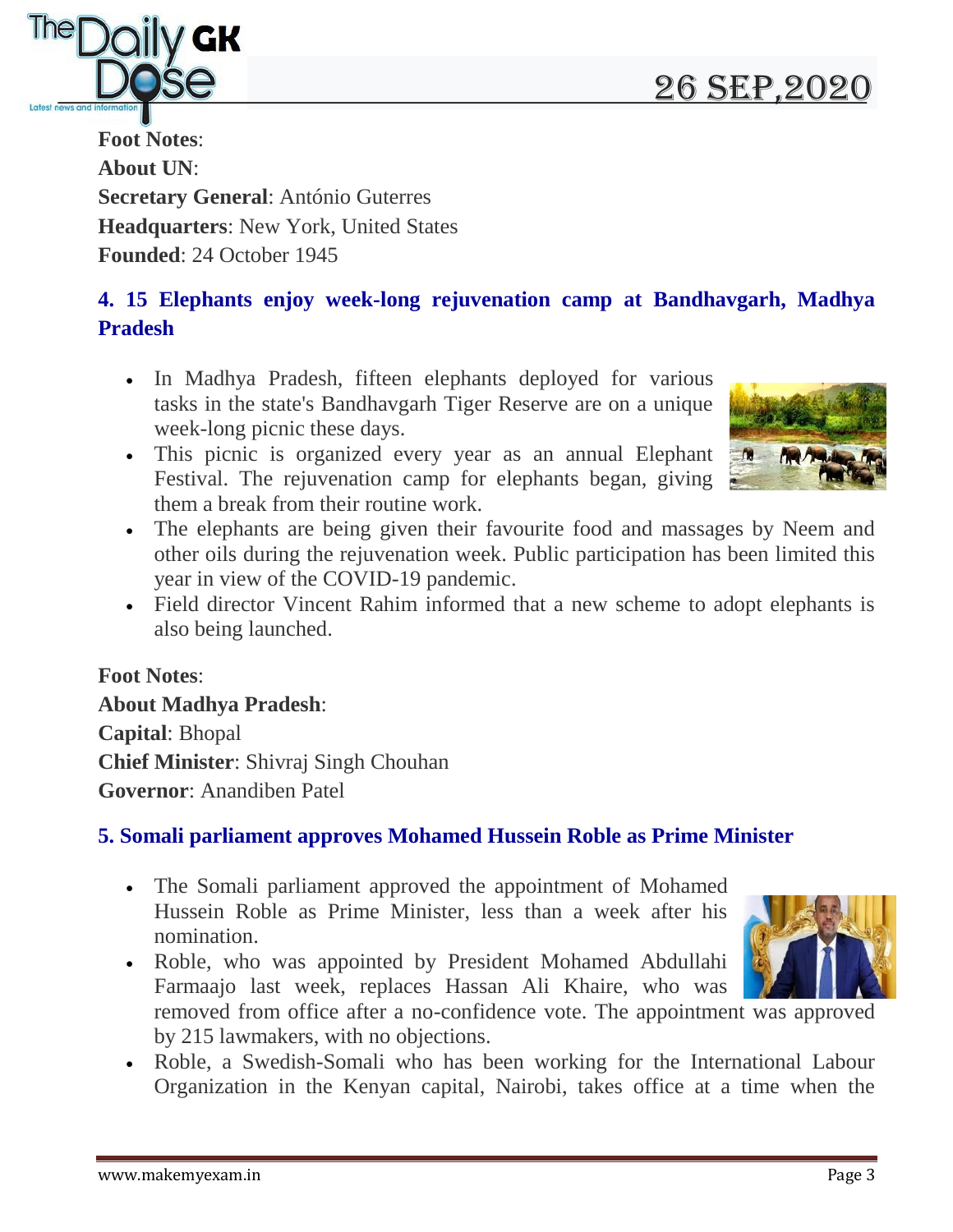**Foot Notes**:

**About UN**:

**Secretary General**: António Guterres

**Headquarters**: New York, United States

**Founded**: 24 October 1945

## 4. 15 Elephants enjoy week-long rejuvenation camp at Bandhavgarh, Madhya Pradesh

- In Madhya Pradesh, fifteen elephants deployed for various tasks in the state's Bandhavgarh Tiger Reserve are on a unique week-long picnic these days.
- This picnic is organized every year as an annual Elephant Festival. The rejuvenation camp for elephants began, giving them a break from their routine work.
- The elephants are being given their favourite food and massages by Neem and other oils during the rejuvenation week. Public participation has been limited this year in view of the COVID-19 pandemic.
- Field director Vincent Rahim informed that a new scheme to adopt elephants is also being launched.

**Foot Notes**:

**About Madhya Pradesh**:

**Capital**: Bhopal

**Chief Minister**: Shivraj Singh Chouhan

**Governor**: Anandiben Patel

## 5. Somali parliament approves Mohamed Hussein Roble as Prime Minister

- The Somali parliament approved the appointment of Mohamed Hussein Roble as Prime Minister, less than a week after his nomination.
- Roble, who was appointed by President Mohamed Abdullahi Farmaajo last week, replaces Hassan Ali Khaire, who was removed from office after a no-confidence vote. The appointment was approved by 215 lawmakers, with no objections.
- Roble, a Swedish-Somali who has been working for the International Labour Organization in the Kenyan capital, Nairobi, takes office at a time when the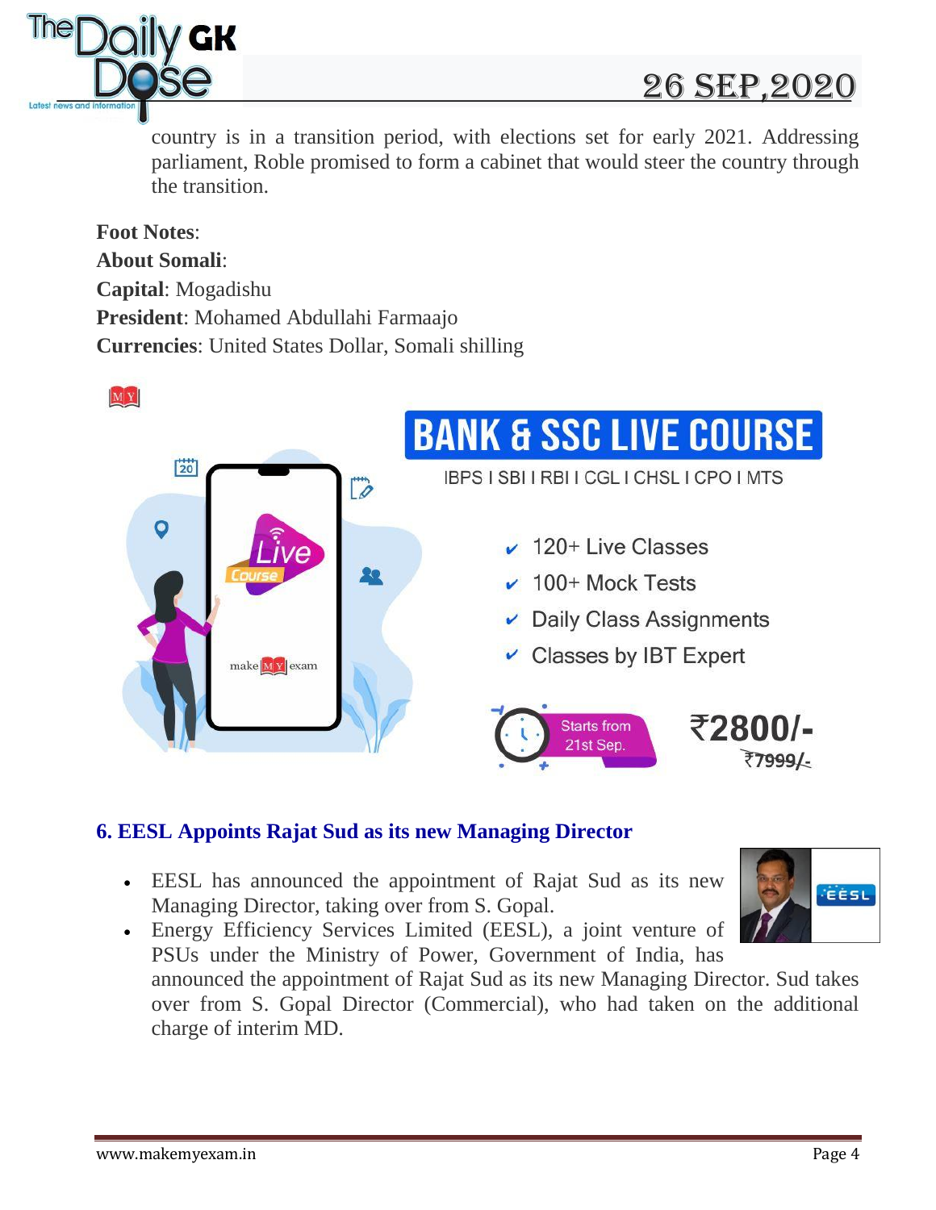country is in a transition period, with elections set for early 2021. Addressing parliament, Roble promised to form a cabinet that would steer the country through the transition.

**Foot Notes**:

**About Somali**:

**Capital**: Mogadishu

**President**: Mohamed Abdullahi Farmaajo

**Currencies**: United States Dollar, Somali shilling

**BANK & SSC LIVE COURSE**

IBPS I SBI I RBI I CGL I CHSL I CPO I MTS

- 120+ Live Classes
- 100+ Mock Tests
- Daily Class Assignments
- Classes by IBT Expert

Starts from 21st Sep.

₹2800/- ~~₹7999/-~~

### 6. EESL Appoints Rajat Sud as its new Managing Director

- EESL has announced the appointment of Rajat Sud as its new Managing Director, taking over from S. Gopal.
- Energy Efficiency Services Limited (EESL), a joint venture of PSUs under the Ministry of Power, Government of India, has announced the appointment of Rajat Sud as its new Managing Director. Sud takes over from S. Gopal Director (Commercial), who had taken on the additional charge of interim MD.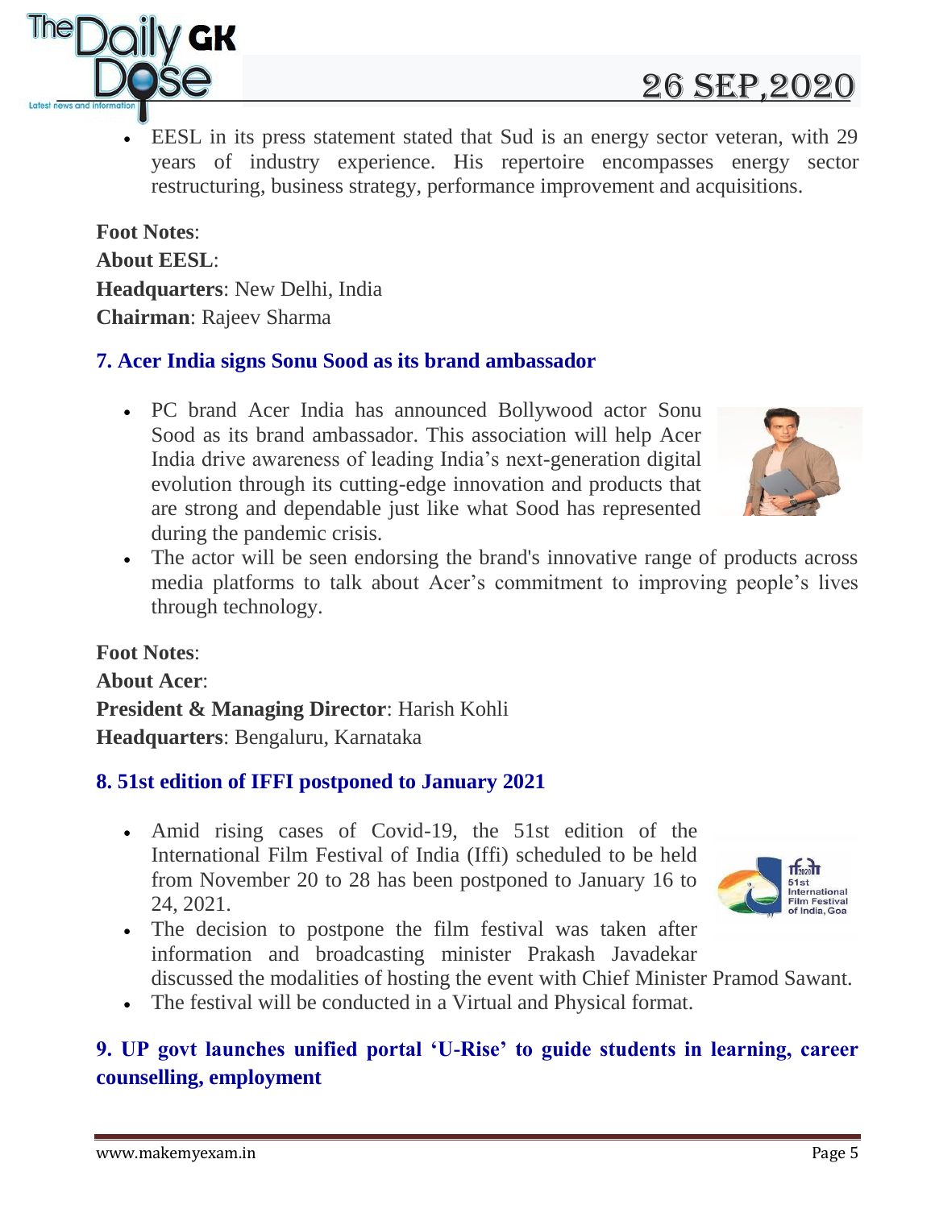- EESL in its press statement stated that Sud is an energy sector veteran, with 29 years of industry experience. His repertoire encompasses energy sector restructuring, business strategy, performance improvement and acquisitions.

**Foot Notes**:

**About EESL**:

**Headquarters**: New Delhi, India

**Chairman**: Rajeev Sharma

### 7. Acer India signs Sonu Sood as its brand ambassador

- PC brand Acer India has announced Bollywood actor Sonu Sood as its brand ambassador. This association will help Acer India drive awareness of leading India's next-generation digital evolution through its cutting-edge innovation and products that are strong and dependable just like what Sood has represented during the pandemic crisis.
- The actor will be seen endorsing the brand's innovative range of products across media platforms to talk about Acer's commitment to improving people's lives through technology.

**Foot Notes**:

**About Acer**:

**President & Managing Director**: Harish Kohli

**Headquarters**: Bengaluru, Karnataka

### 8. 51st edition of IFFI postponed to January 2021

- Amid rising cases of Covid-19, the 51st edition of the International Film Festival of India (Iffi) scheduled to be held from November 20 to 28 has been postponed to January 16 to 24, 2021.
- The decision to postpone the film festival was taken after information and broadcasting minister Prakash Javadekar discussed the modalities of hosting the event with Chief Minister Pramod Sawant.
- The festival will be conducted in a Virtual and Physical format.

### 9. UP govt launches unified portal 'U-Rise' to guide students in learning, career counselling, employment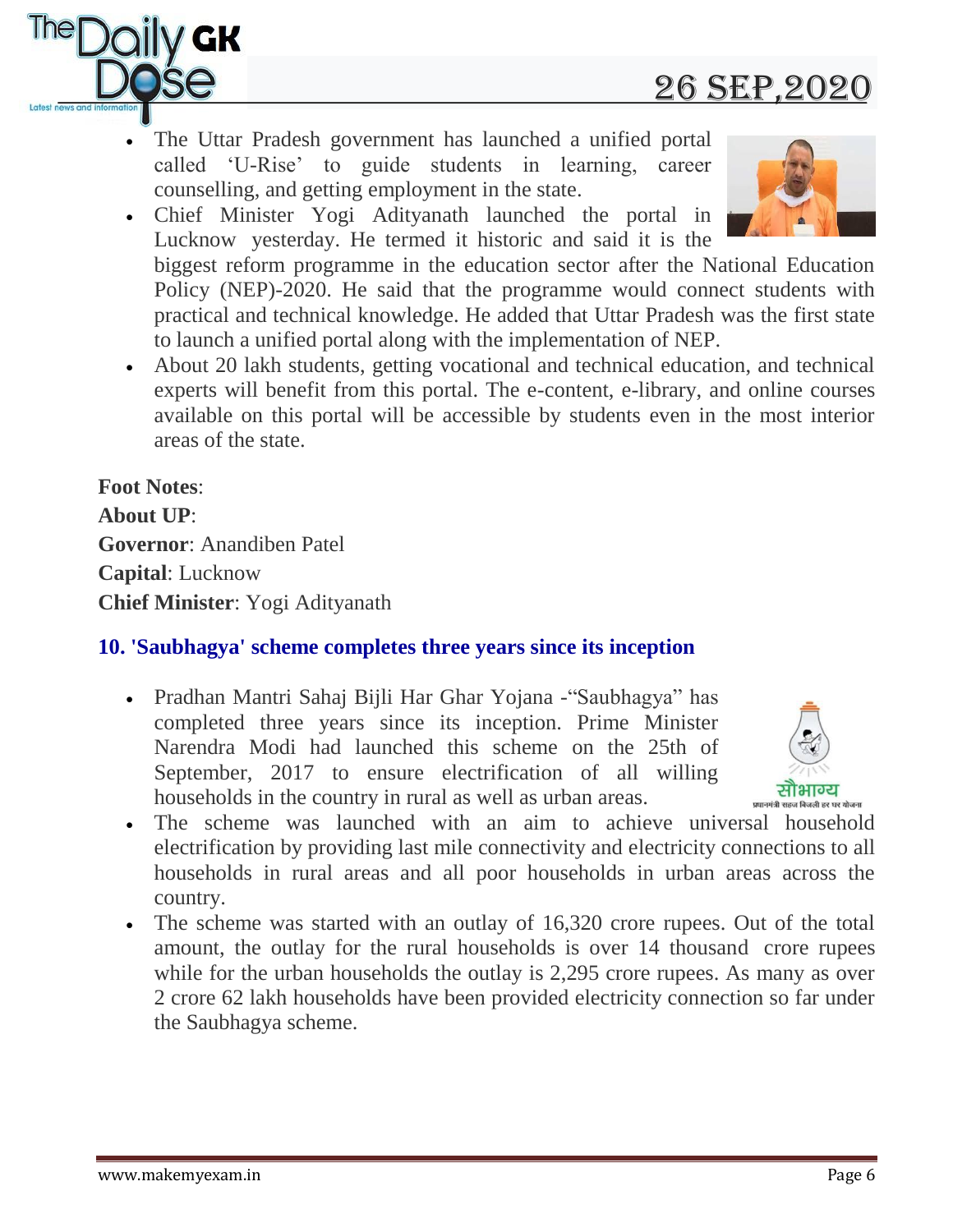- The Uttar Pradesh government has launched a unified portal called 'U-Rise' to guide students in learning, career counselling, and getting employment in the state.
- Chief Minister Yogi Adityanath launched the portal in Lucknow yesterday. He termed it historic and said it is the biggest reform programme in the education sector after the National Education Policy (NEP)-2020. He said that the programme would connect students with practical and technical knowledge. He added that Uttar Pradesh was the first state to launch a unified portal along with the implementation of NEP.
- About 20 lakh students, getting vocational and technical education, and technical experts will benefit from this portal. The e-content, e-library, and online courses available on this portal will be accessible by students even in the most interior areas of the state.

**Foot Notes**:

**About UP**:

**Governor**: Anandiben Patel

**Capital**: Lucknow

**Chief Minister**: Yogi Adityanath

### 10. 'Saubhagya' scheme completes three years since its inception

- Pradhan Mantri Sahaj Bijli Har Ghar Yojana -"Saubhagya" has completed three years since its inception. Prime Minister Narendra Modi had launched this scheme on the 25th of September, 2017 to ensure electrification of all willing households in the country in rural as well as urban areas.
- The scheme was launched with an aim to achieve universal household electrification by providing last mile connectivity and electricity connections to all households in rural areas and all poor households in urban areas across the country.
- The scheme was started with an outlay of 16,320 crore rupees. Out of the total amount, the outlay for the rural households is over 14 thousand crore rupees while for the urban households the outlay is 2,295 crore rupees. As many as over 2 crore 62 lakh households have been provided electricity connection so far under the Saubhagya scheme.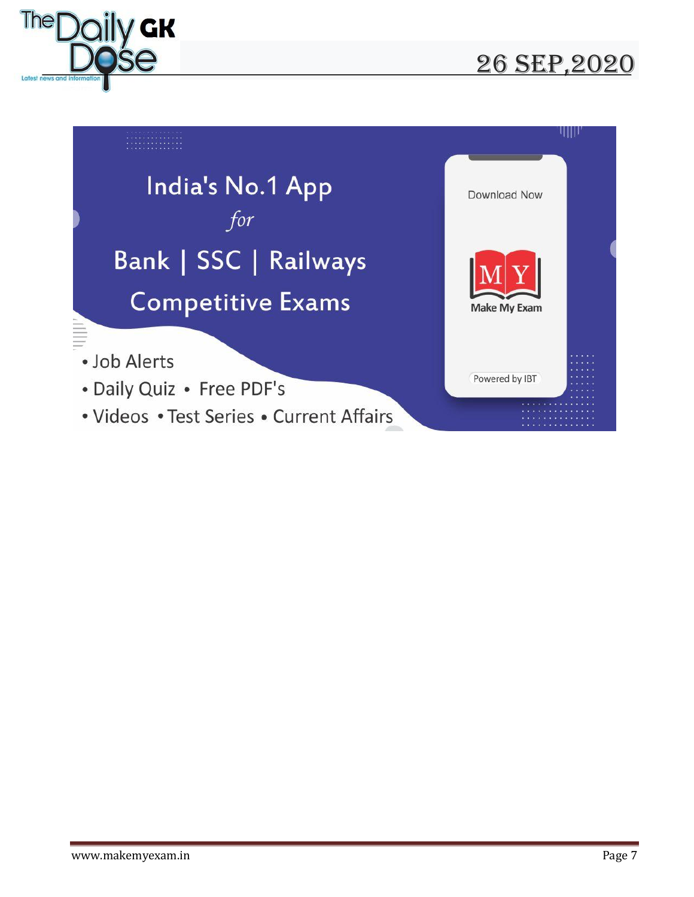India's No.1 App

*for*

Bank | SSC | Railways

Competitive Exams

- Job Alerts
- Daily Quiz • Free PDF's
- Videos • Test Series • Current Affairs

Download Now

Make My Exam

Powered by IBT